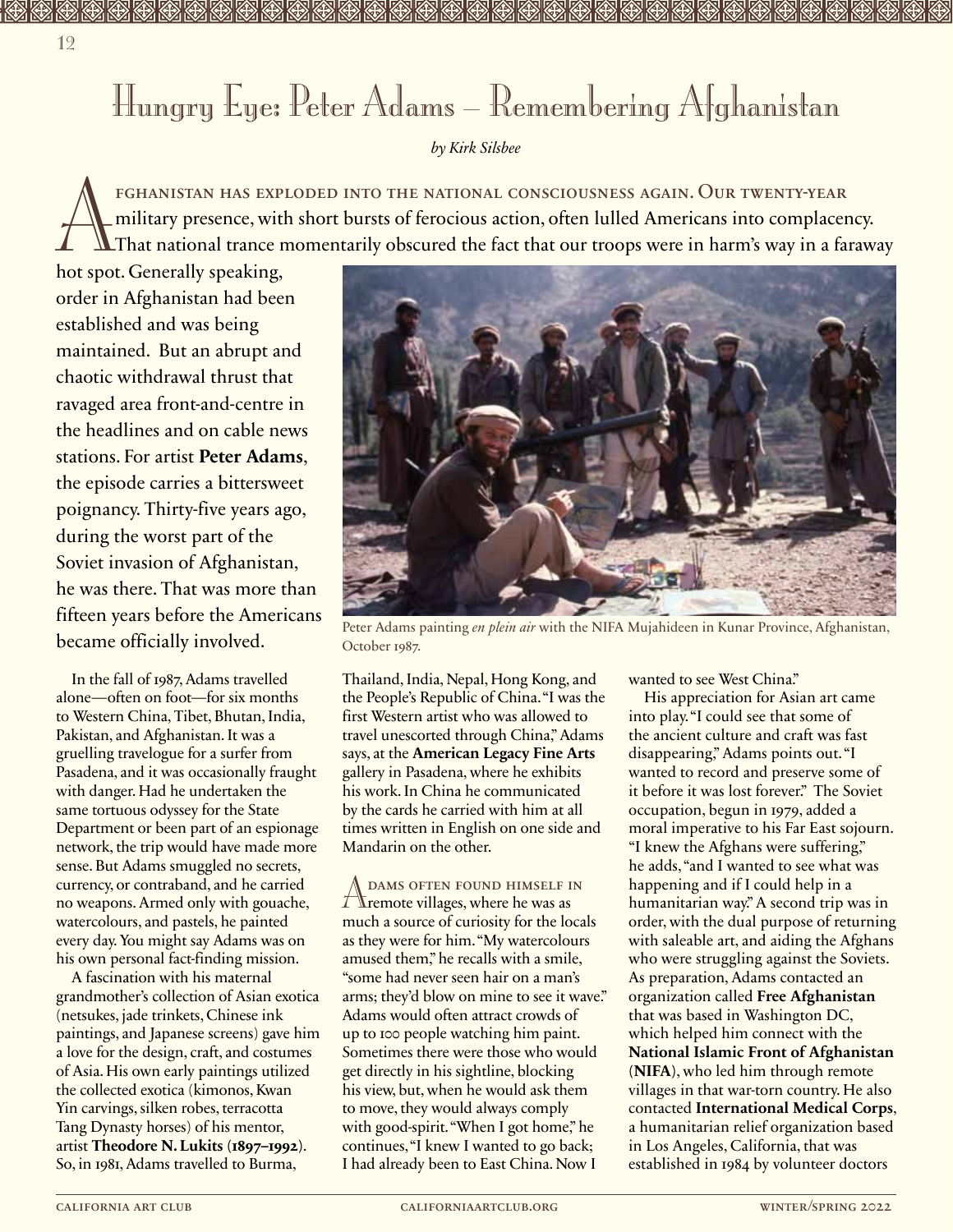# Hungry Eye: Peter Adams – Remembering Afghanistan

*by Kirk Silsbee*

Afghanistan has exploded into the national consciousness again. Our twenty-year military presence, with short bursts of ferocious action, often lulled Americans into complacency. That national trance momentarily obscured the fact that our troops were in harm's way in a faraway hot spot. Generally speaking, order in Afghanistan had been established and was being maintained. But an abrupt and chaotic withdrawal thrust that ravaged area front-and-centre in the headlines and on cable news stations. For artist **Peter Adams**, the episode carries a bittersweet poignancy. Thirty-five years ago, during the worst part of the Soviet invasion of Afghanistan, he was there. That was more than fifteen years before the Americans became officially involved.

Peter Adams painting *en plein air* with the NIFA Mujahideen in Kunar Province, Afghanistan, October 1987.

In the fall of 1987, Adams travelled alone—often on foot—for six months to Western China, Tibet, Bhutan, India, Pakistan, and Afghanistan. It was a gruelling travelogue for a surfer from Pasadena, and it was occasionally fraught with danger. Had he undertaken the same tortuous odyssey for the State Department or been part of an espionage network, the trip would have made more sense. But Adams smuggled no secrets, currency, or contraband, and he carried no weapons. Armed only with gouache, watercolours, and pastels, he painted every day. You might say Adams was on his own personal fact-finding mission.

A fascination with his maternal grandmother's collection of Asian exotica (netsukes, jade trinkets, Chinese ink paintings, and Japanese screens) gave him a love for the design, craft, and costumes of Asia. His own early paintings utilized the collected exotica (kimonos, Kwan Yin carvings, silken robes, terracotta Tang Dynasty horses) of his mentor, artist **Theodore N. Lukits (1897–1992)**. So, in 1981, Adams travelled to Burma, Thailand, India, Nepal, Hong Kong, and the People's Republic of China. "I was the first Western artist who was allowed to travel unescorted through China," Adams says, at the **American Legacy Fine Arts** gallery in Pasadena, where he exhibits his work. In China he communicated by the cards he carried with him at all times written in English on one side and Mandarin on the other.

Adams often found himself in remote villages, where he was as much a source of curiosity for the locals as they were for him. "My watercolours amused them," he recalls with a smile, "some had never seen hair on a man's arms; they'd blow on mine to see it wave." Adams would often attract crowds of up to 100 people watching him paint. Sometimes there were those who would get directly in his sightline, blocking his view, but, when he would ask them to move, they would always comply with good-spirit. "When I got home," he continues, "I knew I wanted to go back; I had already been to East China. Now I wanted to see West China."

His appreciation for Asian art came into play. "I could see that some of the ancient culture and craft was fast disappearing," Adams points out. "I wanted to record and preserve some of it before it was lost forever." The Soviet occupation, begun in 1979, added a moral imperative to his Far East sojourn. "I knew the Afghans were suffering," he adds, "and I wanted to see what was happening and if I could help in a humanitarian way." A second trip was in order, with the dual purpose of returning with saleable art, and aiding the Afghans who were struggling against the Soviets. As preparation, Adams contacted an organization called **Free Afghanistan** that was based in Washington DC, which helped him connect with the **National Islamic Front of Afghanistan** (**NIFA**), who led him through remote villages in that war-torn country. He also contacted **International Medical Corps**, a humanitarian relief organization based in Los Angeles, California, that was established in 1984 by volunteer doctors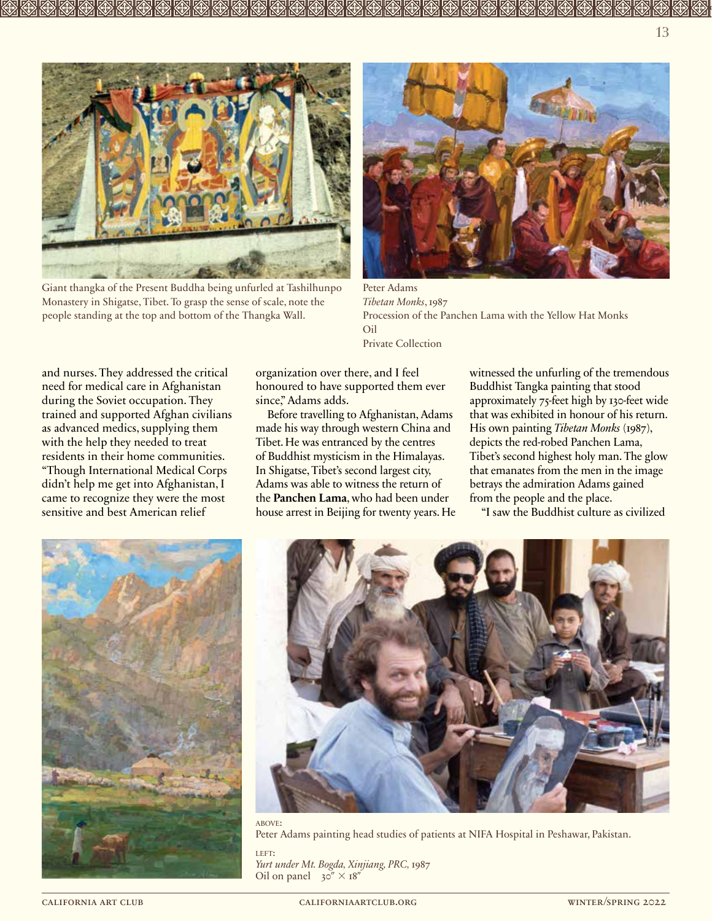Giant thangka of the Present Buddha being unfurled at Tashilhunpo Monastery in Shigatse, Tibet. To grasp the sense of scale, note the people standing at the top and bottom of the Thangka Wall.

Peter Adams
*Tibetan Monks*, 1987
Procession of the Panchen Lama with the Yellow Hat Monks
Oil
Private Collection

and nurses. They addressed the critical need for medical care in Afghanistan during the Soviet occupation. They trained and supported Afghan civilians as advanced medics, supplying them with the help they needed to treat residents in their home communities. "Though International Medical Corps didn't help me get into Afghanistan, I came to recognize they were the most sensitive and best American relief organization over there, and I feel honoured to have supported them ever since," Adams adds.

Before travelling to Afghanistan, Adams made his way through western China and Tibet. He was entranced by the centres of Buddhist mysticism in the Himalayas. In Shigatse, Tibet's second largest city, Adams was able to witness the return of the **Panchen Lama**, who had been under house arrest in Beijing for twenty years. He witnessed the unfurling of the tremendous Buddhist Tangka painting that stood approximately 75-feet high by 130-feet wide that was exhibited in honour of his return. His own painting *Tibetan Monks* (1987), depicts the red-robed Panchen Lama, Tibet's second highest holy man. The glow that emanates from the men in the image betrays the admiration Adams gained from the people and the place.

"I saw the Buddhist culture as civilized

ABOVE:
Peter Adams painting head studies of patients at NIFA Hospital in Peshawar, Pakistan.

LEFT:
*Yurt under Mt. Bogda, Xinjiang, PRC*, 1987
Oil on panel 30″ × 18″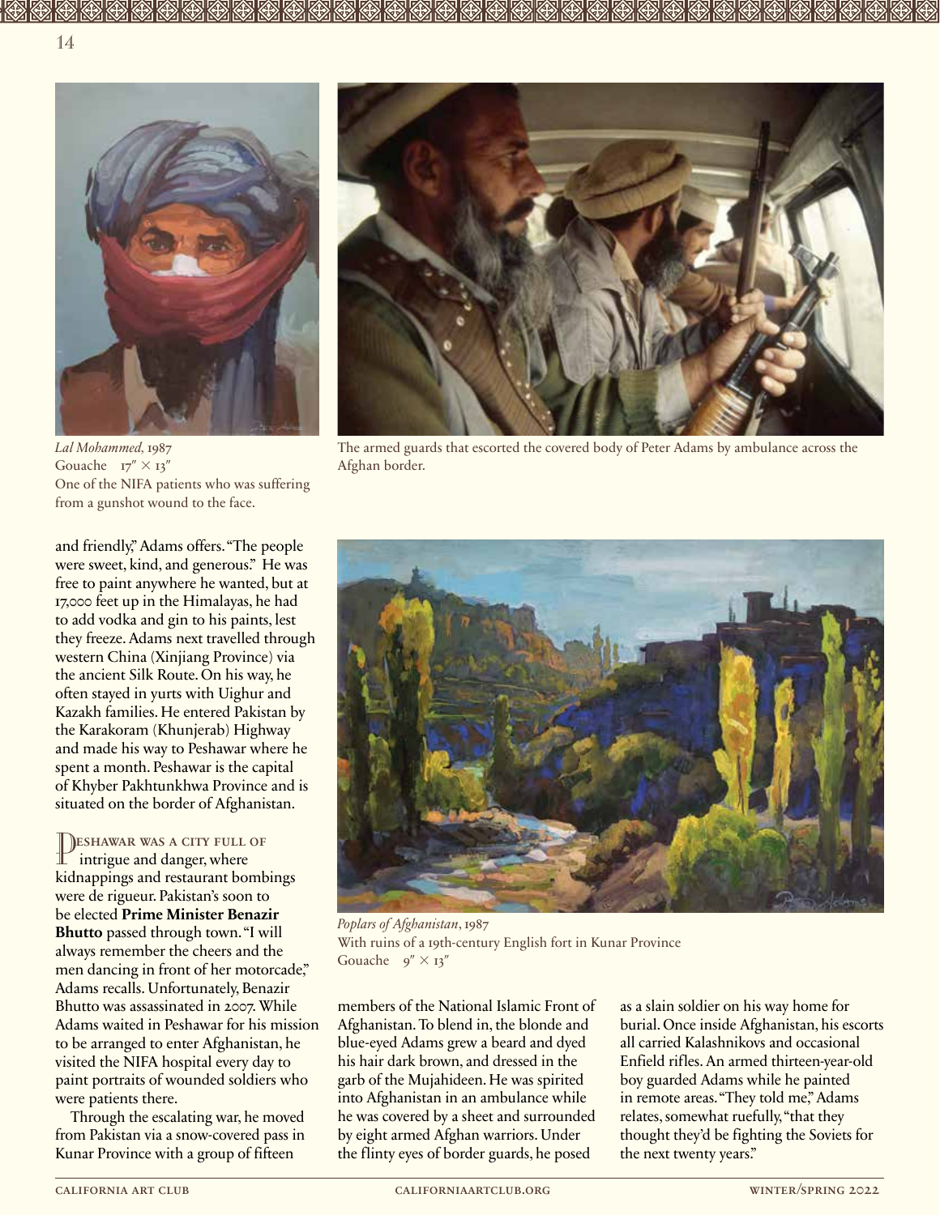*Lal Mohammed*, 1987
Gouache 17″ × 13″
One of the NIFA patients who was suffering from a gunshot wound to the face.

The armed guards that escorted the covered body of Peter Adams by ambulance across the Afghan border.

and friendly," Adams offers. "The people were sweet, kind, and generous." He was free to paint anywhere he wanted, but at 17,000 feet up in the Himalayas, he had to add vodka and gin to his paints, lest they freeze. Adams next travelled through western China (Xinjiang Province) via the ancient Silk Route. On his way, he often stayed in yurts with Uighur and Kazakh families. He entered Pakistan by the Karakoram (Khunjerab) Highway and made his way to Peshawar where he spent a month. Peshawar is the capital of Khyber Pakhtunkhwa Province and is situated on the border of Afghanistan.

Peshawar was a city full of intrigue and danger, where kidnappings and restaurant bombings were de rigueur. Pakistan's soon to be elected **Prime Minister Benazir Bhutto** passed through town. "I will always remember the cheers and the men dancing in front of her motorcade," Adams recalls. Unfortunately, Benazir Bhutto was assassinated in 2007. While Adams waited in Peshawar for his mission to be arranged to enter Afghanistan, he visited the NIFA hospital every day to paint portraits of wounded soldiers who were patients there.

Through the escalating war, he moved from Pakistan via a snow-covered pass in Kunar Province with a group of fifteen members of the National Islamic Front of Afghanistan. To blend in, the blonde and blue-eyed Adams grew a beard and dyed his hair dark brown, and dressed in the garb of the Mujahideen. He was spirited into Afghanistan in an ambulance while he was covered by a sheet and surrounded by eight armed Afghan warriors. Under the flinty eyes of border guards, he posed as a slain soldier on his way home for burial. Once inside Afghanistan, his escorts all carried Kalashnikovs and occasional Enfield rifles. An armed thirteen-year-old boy guarded Adams while he painted in remote areas. "They told me," Adams relates, somewhat ruefully, "that they thought they'd be fighting the Soviets for the next twenty years."

*Poplars of Afghanistan*, 1987
With ruins of a 19th-century English fort in Kunar Province
Gouache 9″ × 13″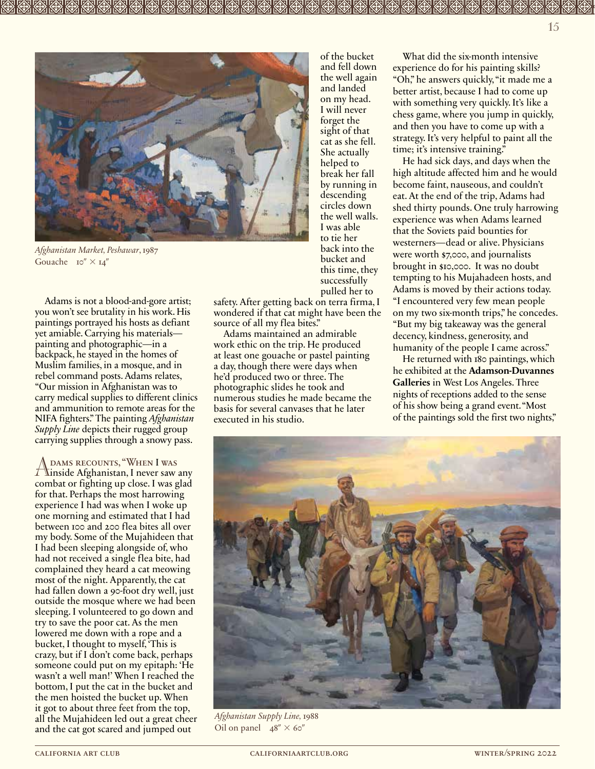*Afghanistan Market, Peshawar*, 1987
Gouache 10″ × 14″

Adams is not a blood-and-gore artist; you won't see brutality in his work. His paintings portrayed his hosts as defiant yet amiable. Carrying his materials—painting and photographic—in a backpack, he stayed in the homes of Muslim families, in a mosque, and in rebel command posts. Adams relates, "Our mission in Afghanistan was to carry medical supplies to different clinics and ammunition to remote areas for the NIFA fighters." The painting *Afghanistan Supply Line* depicts their rugged group carrying supplies through a snowy pass.

Adams recounts, "When I was inside Afghanistan, I never saw any combat or fighting up close. I was glad for that. Perhaps the most harrowing experience I had was when I woke up one morning and estimated that I had between 100 and 200 flea bites all over my body. Some of the Mujahideen that I had been sleeping alongside of, who had not received a single flea bite, had complained they heard a cat meowing most of the night. Apparently, the cat had fallen down a 90-foot dry well, just outside the mosque where we had been sleeping. I volunteered to go down and try to save the poor cat. As the men lowered me down with a rope and a bucket, I thought to myself, 'This is crazy, but if I don't come back, perhaps someone could put on my epitaph: 'He wasn't a well man!' When I reached the bottom, I put the cat in the bucket and the men hoisted the bucket up. When it got to about three feet from the top, all the Mujahideen led out a great cheer and the cat got scared and jumped out of the bucket and fell down the well again and landed on my head. I will never forget the sight of that cat as she fell. She actually helped to break her fall by running in descending circles down the well walls. I was able to tie her back into the bucket and this time, they successfully pulled her to safety. After getting back on terra firma, I wondered if that cat might have been the source of all my flea bites."

Adams maintained an admirable work ethic on the trip. He produced at least one gouache or pastel painting a day, though there were days when he'd produced two or three. The photographic slides he took and numerous studies he made became the basis for several canvases that he later executed in his studio.

What did the six-month intensive experience do for his painting skills? "Oh," he answers quickly, "it made me a better artist, because I had to come up with something very quickly. It's like a chess game, where you jump in quickly, and then you have to come up with a strategy. It's very helpful to paint all the time; it's intensive training."

He had sick days, and days when the high altitude affected him and he would become faint, nauseous, and couldn't eat. At the end of the trip, Adams had shed thirty pounds. One truly harrowing experience was when Adams learned that the Soviets paid bounties for westerners—dead or alive. Physicians were worth $7,000, and journalists brought in $10,000. It was no doubt tempting to his Mujahadeen hosts, and Adams is moved by their actions today. "I encountered very few mean people on my two six-month trips," he concedes. "But my big takeaway was the general decency, kindness, generosity, and humanity of the people I came across."

He returned with 180 paintings, which he exhibited at the **Adamson-Duvannes Galleries** in West Los Angeles. Three nights of receptions added to the sense of his show being a grand event. "Most of the paintings sold the first two nights,"

*Afghanistan Supply Line*, 1988
Oil on panel 48″ × 60″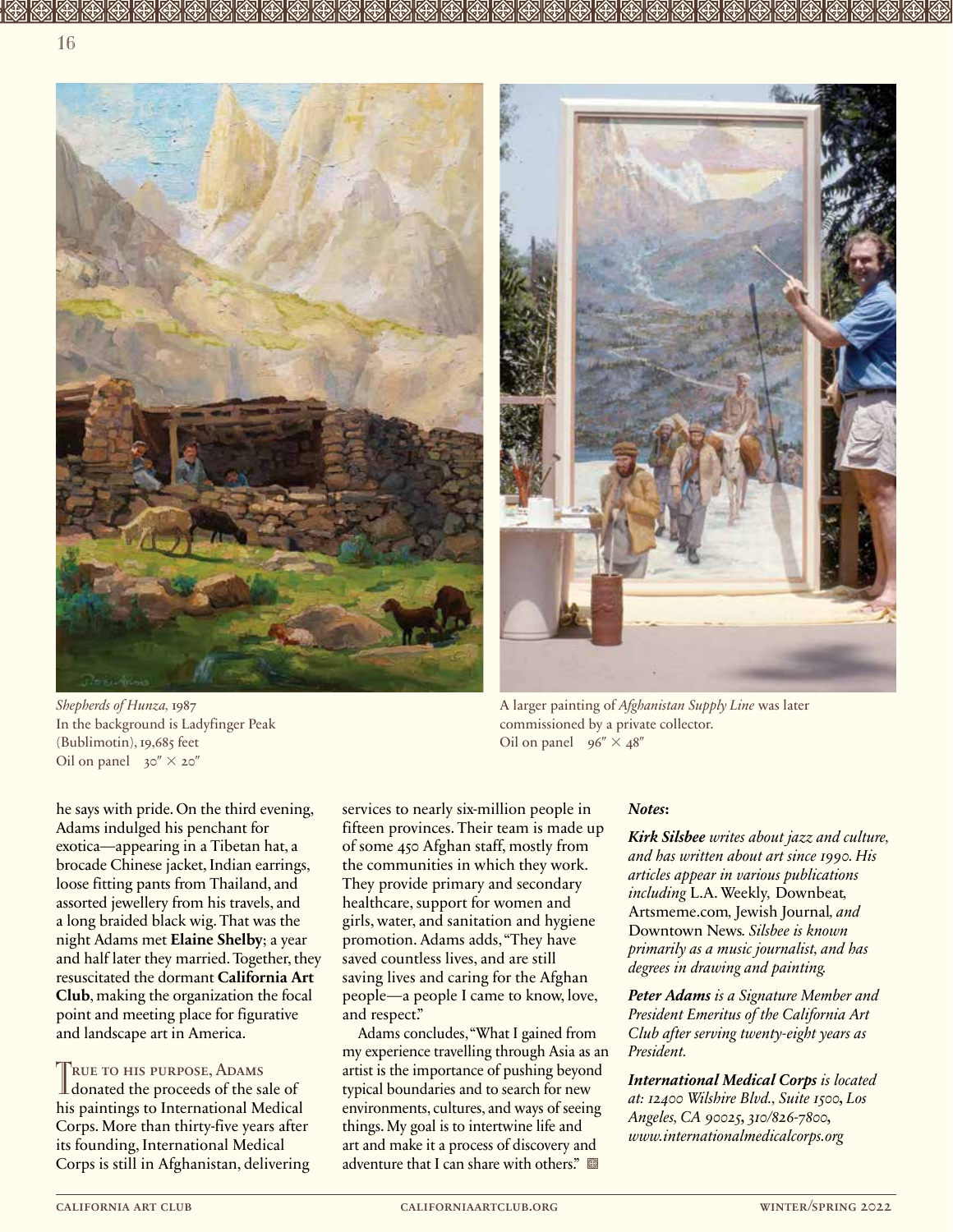*Shepherds of Hunza,* 1987
In the background is Ladyfinger Peak (Bublimotin), 19,685 feet
Oil on panel 30″ × 20″

A larger painting of *Afghanistan Supply Line* was later commissioned by a private collector.
Oil on panel 96″ × 48″

he says with pride. On the third evening, Adams indulged his penchant for exotica—appearing in a Tibetan hat, a brocade Chinese jacket, Indian earrings, loose fitting pants from Thailand, and assorted jewellery from his travels, and a long braided black wig. That was the night Adams met **Elaine Shelby**; a year and half later they married. Together, they resuscitated the dormant **California Art Club**, making the organization the focal point and meeting place for figurative and landscape art in America.

True to his purpose, Adams donated the proceeds of the sale of his paintings to International Medical Corps. More than thirty-five years after its founding, International Medical Corps is still in Afghanistan, delivering services to nearly six-million people in fifteen provinces. Their team is made up of some 450 Afghan staff, mostly from the communities in which they work. They provide primary and secondary healthcare, support for women and girls, water, and sanitation and hygiene promotion. Adams adds, "They have saved countless lives, and are still saving lives and caring for the Afghan people—a people I came to know, love, and respect."

Adams concludes, "What I gained from my experience travelling through Asia as an artist is the importance of pushing beyond typical boundaries and to search for new environments, cultures, and ways of seeing things. My goal is to intertwine life and art and make it a process of discovery and adventure that I can share with others."

***Notes*:**

***Kirk Silsbee*** *writes about jazz and culture, and has written about art since 1990. His articles appear in various publications including* L.A. Weekly, Downbeat, Artsmeme.com, Jewish Journal, *and* Downtown News. *Silsbee is known primarily as a music journalist, and has degrees in drawing and painting.*

***Peter Adams*** *is a Signature Member and President Emeritus of the California Art Club after serving twenty-eight years as President.*

***International Medical Corps*** *is located at: 12400 Wilshire Blvd., Suite 1500, Los Angeles, CA 90025, 310/826-7800, www.internationalmedicalcorps.org*